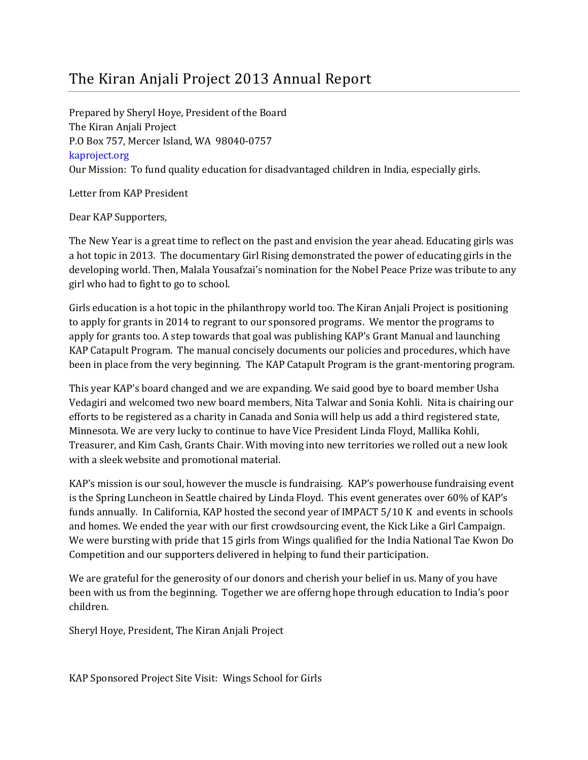# The Kiran Anjali Project 2013 Annual Report

Prepared by Sheryl Hoye, President of the Board
The Kiran Anjali Project
P.O Box 757, Mercer Island, WA 98040-0757
kaproject.org
Our Mission: To fund quality education for disadvantaged children in India, especially girls.

Letter from KAP President

Dear KAP Supporters,

The New Year is a great time to reflect on the past and envision the year ahead. Educating girls was a hot topic in 2013. The documentary Girl Rising demonstrated the power of educating girls in the developing world. Then, Malala Yousafzai's nomination for the Nobel Peace Prize was tribute to any girl who had to fight to go to school.

Girls education is a hot topic in the philanthropy world too. The Kiran Anjali Project is positioning to apply for grants in 2014 to regrant to our sponsored programs. We mentor the programs to apply for grants too. A step towards that goal was publishing KAP's Grant Manual and launching KAP Catapult Program. The manual concisely documents our policies and procedures, which have been in place from the very beginning. The KAP Catapult Program is the grant-mentoring program.

This year KAP's board changed and we are expanding. We said good bye to board member Usha Vedagiri and welcomed two new board members, Nita Talwar and Sonia Kohli. Nita is chairing our efforts to be registered as a charity in Canada and Sonia will help us add a third registered state, Minnesota. We are very lucky to continue to have Vice President Linda Floyd, Mallika Kohli, Treasurer, and Kim Cash, Grants Chair. With moving into new territories we rolled out a new look with a sleek website and promotional material.

KAP's mission is our soul, however the muscle is fundraising. KAP's powerhouse fundraising event is the Spring Luncheon in Seattle chaired by Linda Floyd. This event generates over 60% of KAP's funds annually. In California, KAP hosted the second year of IMPACT 5/10 K and events in schools and homes. We ended the year with our first crowdsourcing event, the Kick Like a Girl Campaign. We were bursting with pride that 15 girls from Wings qualified for the India National Tae Kwon Do Competition and our supporters delivered in helping to fund their participation.

We are grateful for the generosity of our donors and cherish your belief in us. Many of you have been with us from the beginning. Together we are offerng hope through education to India's poor children.

Sheryl Hoye, President, The Kiran Anjali Project

KAP Sponsored Project Site Visit: Wings School for Girls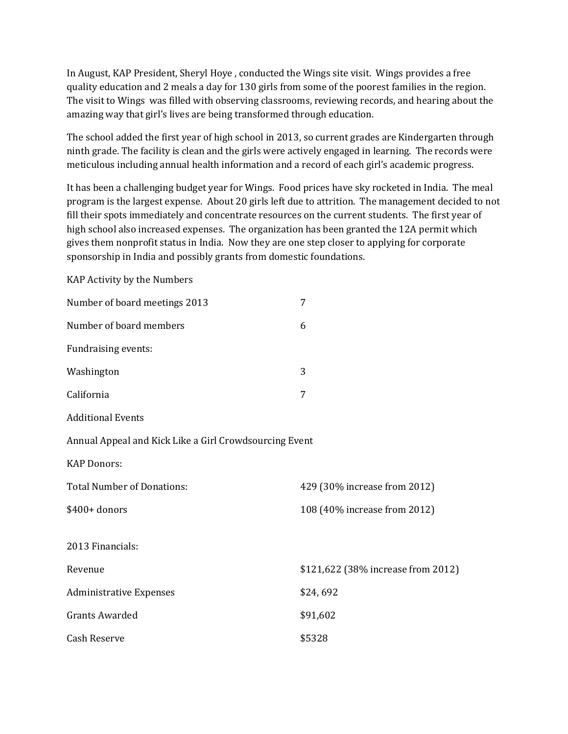In August, KAP President, Sheryl Hoye , conducted the Wings site visit. Wings provides a free quality education and 2 meals a day for 130 girls from some of the poorest families in the region. The visit to Wings was filled with observing classrooms, reviewing records, and hearing about the amazing way that girl's lives are being transformed through education.

The school added the first year of high school in 2013, so current grades are Kindergarten through ninth grade. The facility is clean and the girls were actively engaged in learning. The records were meticulous including annual health information and a record of each girl's academic progress.

It has been a challenging budget year for Wings. Food prices have sky rocketed in India. The meal program is the largest expense. About 20 girls left due to attrition. The management decided to not fill their spots immediately and concentrate resources on the current students. The first year of high school also increased expenses. The organization has been granted the 12A permit which gives them nonprofit status in India. Now they are one step closer to applying for corporate sponsorship in India and possibly grants from domestic foundations.

KAP Activity by the Numbers

| | |
|---|---|
| Number of board meetings 2013 | 7 |
| Number of board members | 6 |
| Fundraising events: | |
| Washington | 3 |
| California | 7 |

Additional Events

Annual Appeal and Kick Like a Girl Crowdsourcing Event

KAP Donors:

| | |
|---|---|
| Total Number of Donations: | 429 (30% increase from 2012) |
| $400+ donors | 108 (40% increase from 2012) |

2013 Financials:

| | |
|---|---|
| Revenue | $121,622 (38% increase from 2012) |
| Administrative Expenses | $24, 692 |
| Grants Awarded | $91,602 |
| Cash Reserve | $5328 |